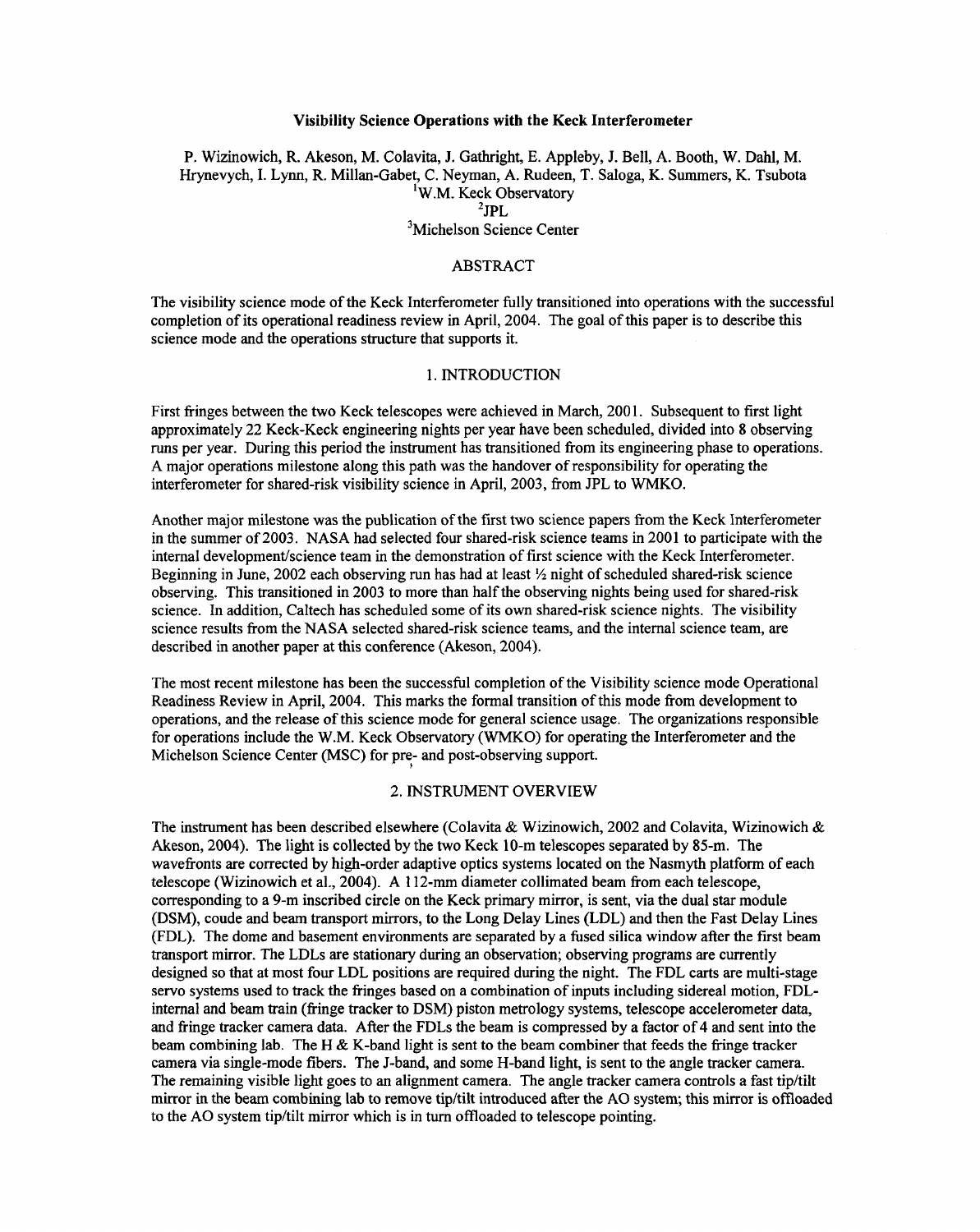# Visibility Science Operations with the Keck Interferometer

P. Wizinowich, R. Akeson, M. Colavita, J. Gathright, E. Appleby, J. Bell, A. Booth, W. Dahl, M. Hrynevych, I. Lynn, R. Millan-Gabet, C. Neyman, A. Rudeen, T. Saloga, K. Summers, K. Tsubota

[1]W.M. Keck Observatory

[2]JPL

[3]Michelson Science Center

## ABSTRACT

The visibility science mode of the Keck Interferometer fully transitioned into operations with the successful completion of its operational readiness review in April, 2004. The goal of this paper is to describe this science mode and the operations structure that supports it.

## 1. INTRODUCTION

First fringes between the two Keck telescopes were achieved in March, 2001. Subsequent to first light approximately 22 Keck-Keck engineering nights per year have been scheduled, divided into 8 observing runs per year. During this period the instrument has transitioned from its engineering phase to operations. A major operations milestone along this path was the handover of responsibility for operating the interferometer for shared-risk visibility science in April, 2003, from JPL to WMKO.

Another major milestone was the publication of the first two science papers from the Keck Interferometer in the summer of 2003. NASA had selected four shared-risk science teams in 2001 to participate with the internal development/science team in the demonstration of first science with the Keck Interferometer. Beginning in June, 2002 each observing run has had at least ½ night of scheduled shared-risk science observing. This transitioned in 2003 to more than half the observing nights being used for shared-risk science. In addition, Caltech has scheduled some of its own shared-risk science nights. The visibility science results from the NASA selected shared-risk science teams, and the internal science team, are described in another paper at this conference (Akeson, 2004).

The most recent milestone has been the successful completion of the Visibility science mode Operational Readiness Review in April, 2004. This marks the formal transition of this mode from development to operations, and the release of this science mode for general science usage. The organizations responsible for operations include the W.M. Keck Observatory (WMKO) for operating the Interferometer and the Michelson Science Center (MSC) for pre- and post-observing support.

## 2. INSTRUMENT OVERVIEW

The instrument has been described elsewhere (Colavita & Wizinowich, 2002 and Colavita, Wizinowich & Akeson, 2004). The light is collected by the two Keck 10-m telescopes separated by 85-m. The wavefronts are corrected by high-order adaptive optics systems located on the Nasmyth platform of each telescope (Wizinowich et al., 2004). A 112-mm diameter collimated beam from each telescope, corresponding to a 9-m inscribed circle on the Keck primary mirror, is sent, via the dual star module (DSM), coude and beam transport mirrors, to the Long Delay Lines (LDL) and then the Fast Delay Lines (FDL). The dome and basement environments are separated by a fused silica window after the first beam transport mirror. The LDLs are stationary during an observation; observing programs are currently designed so that at most four LDL positions are required during the night. The FDL carts are multi-stage servo systems used to track the fringes based on a combination of inputs including sidereal motion, FDL-internal and beam train (fringe tracker to DSM) piston metrology systems, telescope accelerometer data, and fringe tracker camera data. After the FDLs the beam is compressed by a factor of 4 and sent into the beam combining lab. The H & K-band light is sent to the beam combiner that feeds the fringe tracker camera via single-mode fibers. The J-band, and some H-band light, is sent to the angle tracker camera. The remaining visible light goes to an alignment camera. The angle tracker camera controls a fast tip/tilt mirror in the beam combining lab to remove tip/tilt introduced after the AO system; this mirror is offloaded to the AO system tip/tilt mirror which is in turn offloaded to telescope pointing.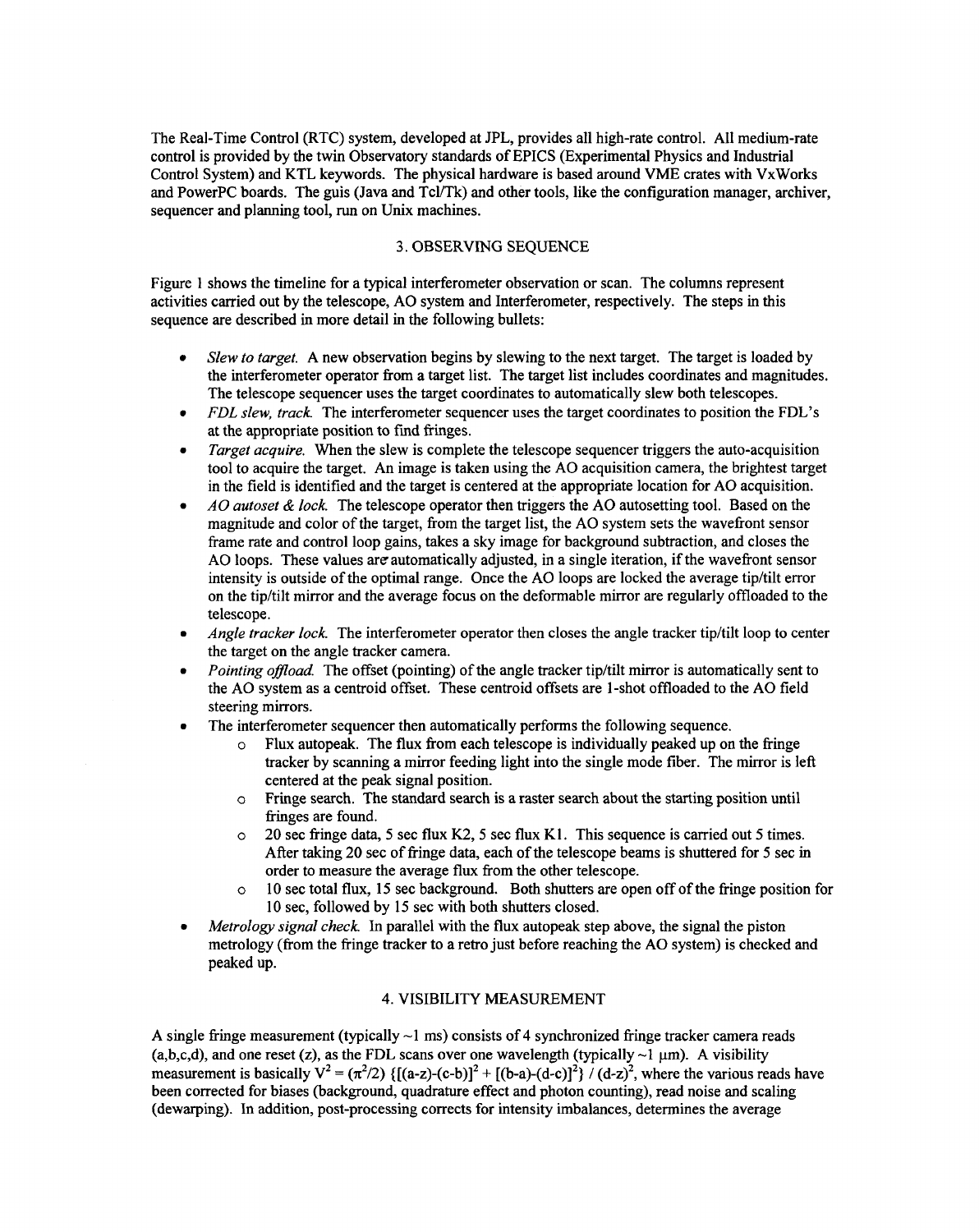The Real-Time Control (RTC) system, developed at JPL, provides all high-rate control. All medium-rate control is provided by the twin Observatory standards of EPICS (Experimental Physics and Industrial Control System) and KTL keywords. The physical hardware is based around VME crates with VxWorks and PowerPC boards. The guis (Java and Tcl/Tk) and other tools, like the configuration manager, archiver, sequencer and planning tool, run on Unix machines.

## 3. OBSERVING SEQUENCE

Figure 1 shows the timeline for a typical interferometer observation or scan. The columns represent activities carried out by the telescope, AO system and Interferometer, respectively. The steps in this sequence are described in more detail in the following bullets:

- *Slew to target.* A new observation begins by slewing to the next target. The target is loaded by the interferometer operator from a target list. The target list includes coordinates and magnitudes. The telescope sequencer uses the target coordinates to automatically slew both telescopes.
- *FDL slew, track.* The interferometer sequencer uses the target coordinates to position the FDL's at the appropriate position to find fringes.
- *Target acquire.* When the slew is complete the telescope sequencer triggers the auto-acquisition tool to acquire the target. An image is taken using the AO acquisition camera, the brightest target in the field is identified and the target is centered at the appropriate location for AO acquisition.
- *AO autoset & lock.* The telescope operator then triggers the AO autosetting tool. Based on the magnitude and color of the target, from the target list, the AO system sets the wavefront sensor frame rate and control loop gains, takes a sky image for background subtraction, and closes the AO loops. These values are automatically adjusted, in a single iteration, if the wavefront sensor intensity is outside of the optimal range. Once the AO loops are locked the average tip/tilt error on the tip/tilt mirror and the average focus on the deformable mirror are regularly offloaded to the telescope.
- *Angle tracker lock.* The interferometer operator then closes the angle tracker tip/tilt loop to center the target on the angle tracker camera.
- *Pointing offload.* The offset (pointing) of the angle tracker tip/tilt mirror is automatically sent to the AO system as a centroid offset. These centroid offsets are 1-shot offloaded to the AO field steering mirrors.
- The interferometer sequencer then automatically performs the following sequence.
  - Flux autopeak. The flux from each telescope is individually peaked up on the fringe tracker by scanning a mirror feeding light into the single mode fiber. The mirror is left centered at the peak signal position.
  - Fringe search. The standard search is a raster search about the starting position until fringes are found.
  - 20 sec fringe data, 5 sec flux K2, 5 sec flux K1. This sequence is carried out 5 times. After taking 20 sec of fringe data, each of the telescope beams is shuttered for 5 sec in order to measure the average flux from the other telescope.
  - 10 sec total flux, 15 sec background. Both shutters are open off of the fringe position for 10 sec, followed by 15 sec with both shutters closed.
- *Metrology signal check.* In parallel with the flux autopeak step above, the signal the piston metrology (from the fringe tracker to a retro just before reaching the AO system) is checked and peaked up.

## 4. VISIBILITY MEASUREMENT

A single fringe measurement (typically ~1 ms) consists of 4 synchronized fringe tracker camera reads (a,b,c,d), and one reset (z), as the FDL scans over one wavelength (typically ~1 μm). A visibility measurement is basically $V^2 = (\pi^2/2)\ \{[(a\text{-}z)\text{-}(c\text{-}b)]^2 + [(b\text{-}a)\text{-}(d\text{-}c)]^2\}\ /\ (d\text{-}z)^2$, where the various reads have been corrected for biases (background, quadrature effect and photon counting), read noise and scaling (dewarping). In addition, post-processing corrects for intensity imbalances, determines the average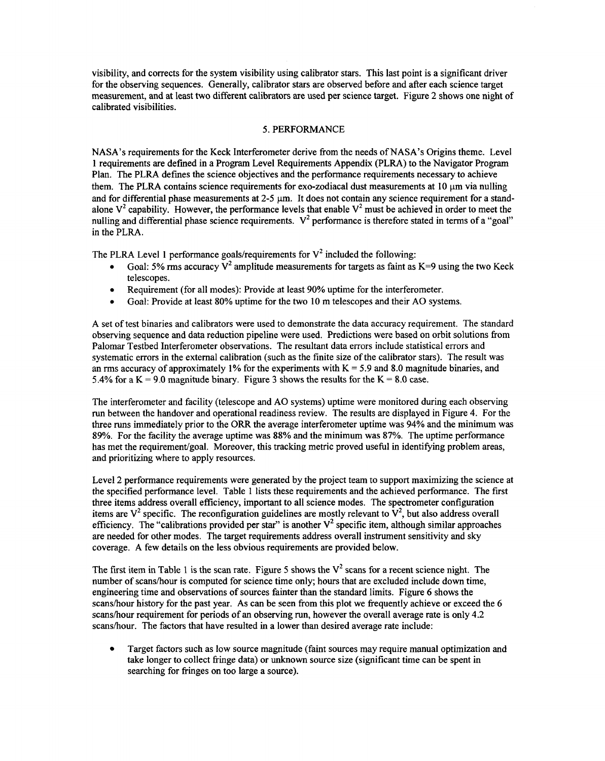visibility, and corrects for the system visibility using calibrator stars. This last point is a significant driver for the observing sequences. Generally, calibrator stars are observed before and after each science target measurement, and at least two different calibrators are used per science target. Figure 2 shows one night of calibrated visibilities.

## 5. PERFORMANCE

NASA's requirements for the Keck Interferometer derive from the needs of NASA's Origins theme. Level 1 requirements are defined in a Program Level Requirements Appendix (PLRA) to the Navigator Program Plan. The PLRA defines the science objectives and the performance requirements necessary to achieve them. The PLRA contains science requirements for exo-zodiacal dust measurements at 10 μm via nulling and for differential phase measurements at 2-5 μm. It does not contain any science requirement for a stand-alone $V^2$ capability. However, the performance levels that enable $V^2$ must be achieved in order to meet the nulling and differential phase science requirements. $V^2$ performance is therefore stated in terms of a "goal" in the PLRA.

The PLRA Level 1 performance goals/requirements for $V^2$ included the following:

- Goal: 5% rms accuracy $V^2$ amplitude measurements for targets as faint as K=9 using the two Keck telescopes.
- Requirement (for all modes): Provide at least 90% uptime for the interferometer.
- Goal: Provide at least 80% uptime for the two 10 m telescopes and their AO systems.

A set of test binaries and calibrators were used to demonstrate the data accuracy requirement. The standard observing sequence and data reduction pipeline were used. Predictions were based on orbit solutions from Palomar Testbed Interferometer observations. The resultant data errors include statistical errors and systematic errors in the external calibration (such as the finite size of the calibrator stars). The result was an rms accuracy of approximately 1% for the experiments with K = 5.9 and 8.0 magnitude binaries, and 5.4% for a K = 9.0 magnitude binary. Figure 3 shows the results for the K = 8.0 case.

The interferometer and facility (telescope and AO systems) uptime were monitored during each observing run between the handover and operational readiness review. The results are displayed in Figure 4. For the three runs immediately prior to the ORR the average interferometer uptime was 94% and the minimum was 89%. For the facility the average uptime was 88% and the minimum was 87%. The uptime performance has met the requirement/goal. Moreover, this tracking metric proved useful in identifying problem areas, and prioritizing where to apply resources.

Level 2 performance requirements were generated by the project team to support maximizing the science at the specified performance level. Table 1 lists these requirements and the achieved performance. The first three items address overall efficiency, important to all science modes. The spectrometer configuration items are $V^2$ specific. The reconfiguration guidelines are mostly relevant to $V^2$, but also address overall efficiency. The "calibrations provided per star" is another $V^2$ specific item, although similar approaches are needed for other modes. The target requirements address overall instrument sensitivity and sky coverage. A few details on the less obvious requirements are provided below.

The first item in Table 1 is the scan rate. Figure 5 shows the $V^2$ scans for a recent science night. The number of scans/hour is computed for science time only; hours that are excluded include down time, engineering time and observations of sources fainter than the standard limits. Figure 6 shows the scans/hour history for the past year. As can be seen from this plot we frequently achieve or exceed the 6 scans/hour requirement for periods of an observing run, however the overall average rate is only 4.2 scans/hour. The factors that have resulted in a lower than desired average rate include:

- Target factors such as low source magnitude (faint sources may require manual optimization and take longer to collect fringe data) or unknown source size (significant time can be spent in searching for fringes on too large a source).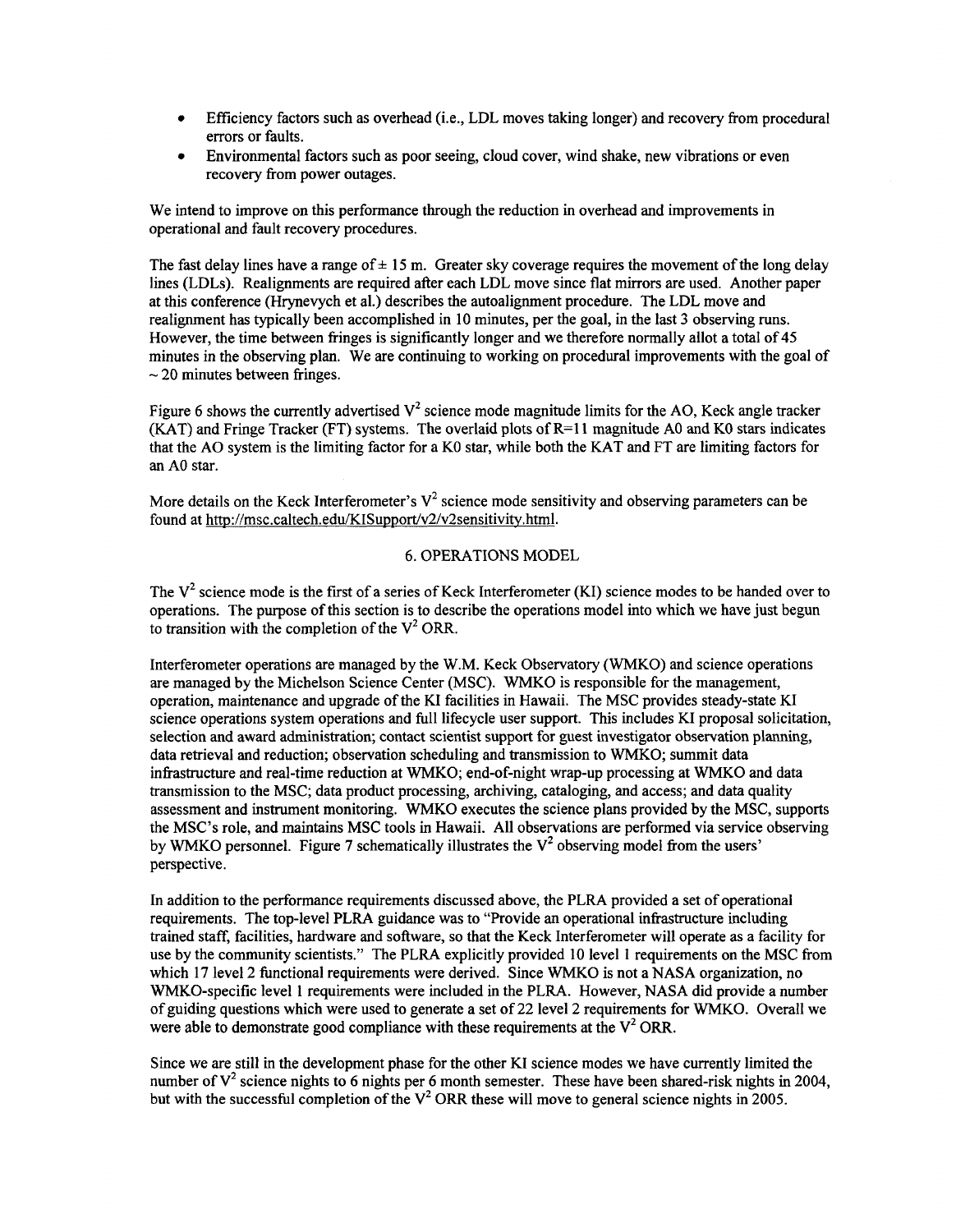- Efficiency factors such as overhead (i.e., LDL moves taking longer) and recovery from procedural errors or faults.
- Environmental factors such as poor seeing, cloud cover, wind shake, new vibrations or even recovery from power outages.

We intend to improve on this performance through the reduction in overhead and improvements in operational and fault recovery procedures.

The fast delay lines have a range of ± 15 m. Greater sky coverage requires the movement of the long delay lines (LDLs). Realignments are required after each LDL move since flat mirrors are used. Another paper at this conference (Hrynevych et al.) describes the autoalignment procedure. The LDL move and realignment has typically been accomplished in 10 minutes, per the goal, in the last 3 observing runs. However, the time between fringes is significantly longer and we therefore normally allot a total of 45 minutes in the observing plan. We are continuing to working on procedural improvements with the goal of ~ 20 minutes between fringes.

Figure 6 shows the currently advertised $V^2$ science mode magnitude limits for the AO, Keck angle tracker (KAT) and Fringe Tracker (FT) systems. The overlaid plots of R=11 magnitude A0 and K0 stars indicates that the AO system is the limiting factor for a K0 star, while both the KAT and FT are limiting factors for an A0 star.

More details on the Keck Interferometer's $V^2$ science mode sensitivity and observing parameters can be found at http://msc.caltech.edu/KISupport/v2/v2sensitivity.html.

## 6. OPERATIONS MODEL

The $V^2$ science mode is the first of a series of Keck Interferometer (KI) science modes to be handed over to operations. The purpose of this section is to describe the operations model into which we have just begun to transition with the completion of the $V^2$ ORR.

Interferometer operations are managed by the W.M. Keck Observatory (WMKO) and science operations are managed by the Michelson Science Center (MSC). WMKO is responsible for the management, operation, maintenance and upgrade of the KI facilities in Hawaii. The MSC provides steady-state KI science operations system operations and full lifecycle user support. This includes KI proposal solicitation, selection and award administration; contact scientist support for guest investigator observation planning, data retrieval and reduction; observation scheduling and transmission to WMKO; summit data infrastructure and real-time reduction at WMKO; end-of-night wrap-up processing at WMKO and data transmission to the MSC; data product processing, archiving, cataloging, and access; and data quality assessment and instrument monitoring. WMKO executes the science plans provided by the MSC, supports the MSC's role, and maintains MSC tools in Hawaii. All observations are performed via service observing by WMKO personnel. Figure 7 schematically illustrates the $V^2$ observing model from the users' perspective.

In addition to the performance requirements discussed above, the PLRA provided a set of operational requirements. The top-level PLRA guidance was to "Provide an operational infrastructure including trained staff, facilities, hardware and software, so that the Keck Interferometer will operate as a facility for use by the community scientists." The PLRA explicitly provided 10 level 1 requirements on the MSC from which 17 level 2 functional requirements were derived. Since WMKO is not a NASA organization, no WMKO-specific level 1 requirements were included in the PLRA. However, NASA did provide a number of guiding questions which were used to generate a set of 22 level 2 requirements for WMKO. Overall we were able to demonstrate good compliance with these requirements at the $V^2$ ORR.

Since we are still in the development phase for the other KI science modes we have currently limited the number of $V^2$ science nights to 6 nights per 6 month semester. These have been shared-risk nights in 2004, but with the successful completion of the $V^2$ ORR these will move to general science nights in 2005.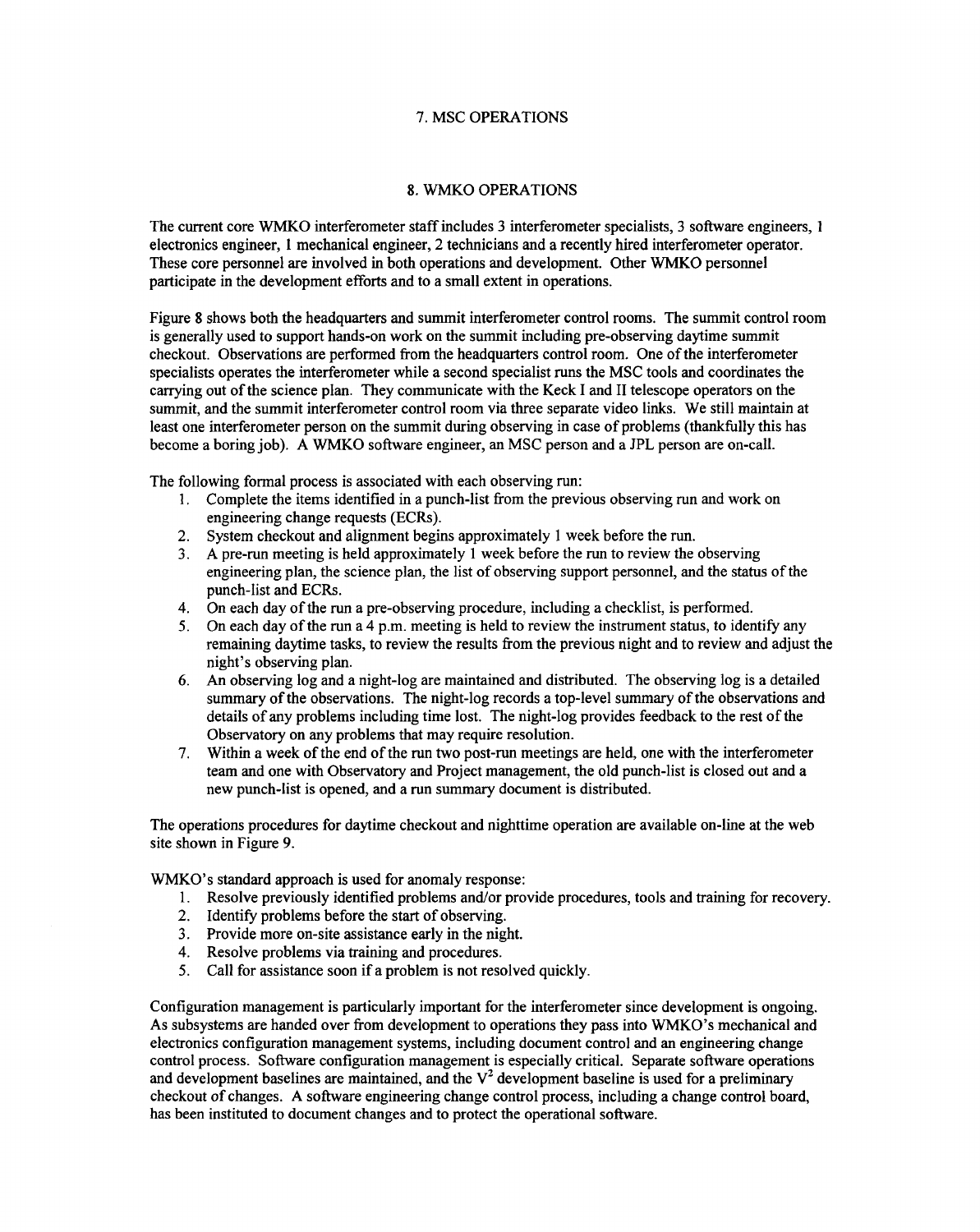## 7. MSC OPERATIONS

## 8. WMKO OPERATIONS

The current core WMKO interferometer staff includes 3 interferometer specialists, 3 software engineers, 1 electronics engineer, 1 mechanical engineer, 2 technicians and a recently hired interferometer operator. These core personnel are involved in both operations and development. Other WMKO personnel participate in the development efforts and to a small extent in operations.

Figure 8 shows both the headquarters and summit interferometer control rooms. The summit control room is generally used to support hands-on work on the summit including pre-observing daytime summit checkout. Observations are performed from the headquarters control room. One of the interferometer specialists operates the interferometer while a second specialist runs the MSC tools and coordinates the carrying out of the science plan. They communicate with the Keck I and II telescope operators on the summit, and the summit interferometer control room via three separate video links. We still maintain at least one interferometer person on the summit during observing in case of problems (thankfully this has become a boring job). A WMKO software engineer, an MSC person and a JPL person are on-call.

The following formal process is associated with each observing run:

1. Complete the items identified in a punch-list from the previous observing run and work on engineering change requests (ECRs).
2. System checkout and alignment begins approximately 1 week before the run.
3. A pre-run meeting is held approximately 1 week before the run to review the observing engineering plan, the science plan, the list of observing support personnel, and the status of the punch-list and ECRs.
4. On each day of the run a pre-observing procedure, including a checklist, is performed.
5. On each day of the run a 4 p.m. meeting is held to review the instrument status, to identify any remaining daytime tasks, to review the results from the previous night and to review and adjust the night's observing plan.
6. An observing log and a night-log are maintained and distributed. The observing log is a detailed summary of the observations. The night-log records a top-level summary of the observations and details of any problems including time lost. The night-log provides feedback to the rest of the Observatory on any problems that may require resolution.
7. Within a week of the end of the run two post-run meetings are held, one with the interferometer team and one with Observatory and Project management, the old punch-list is closed out and a new punch-list is opened, and a run summary document is distributed.

The operations procedures for daytime checkout and nighttime operation are available on-line at the web site shown in Figure 9.

WMKO's standard approach is used for anomaly response:

1. Resolve previously identified problems and/or provide procedures, tools and training for recovery.
2. Identify problems before the start of observing.
3. Provide more on-site assistance early in the night.
4. Resolve problems via training and procedures.
5. Call for assistance soon if a problem is not resolved quickly.

Configuration management is particularly important for the interferometer since development is ongoing. As subsystems are handed over from development to operations they pass into WMKO's mechanical and electronics configuration management systems, including document control and an engineering change control process. Software configuration management is especially critical. Separate software operations and development baselines are maintained, and the $V^2$ development baseline is used for a preliminary checkout of changes. A software engineering change control process, including a change control board, has been instituted to document changes and to protect the operational software.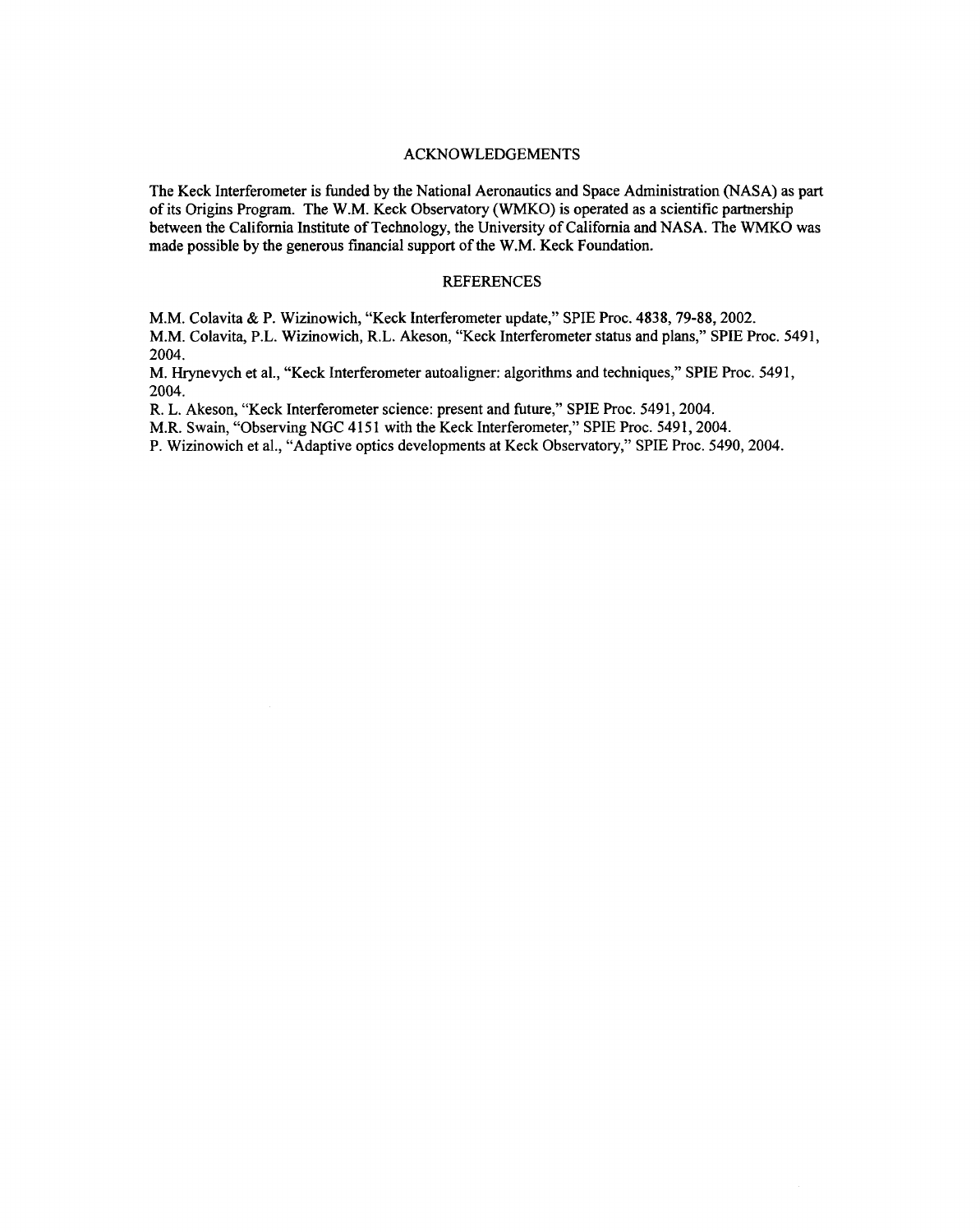## ACKNOWLEDGEMENTS

The Keck Interferometer is funded by the National Aeronautics and Space Administration (NASA) as part of its Origins Program. The W.M. Keck Observatory (WMKO) is operated as a scientific partnership between the California Institute of Technology, the University of California and NASA. The WMKO was made possible by the generous financial support of the W.M. Keck Foundation.

## REFERENCES

M.M. Colavita & P. Wizinowich, "Keck Interferometer update," SPIE Proc. 4838, 79-88, 2002.

M.M. Colavita, P.L. Wizinowich, R.L. Akeson, "Keck Interferometer status and plans," SPIE Proc. 5491, 2004.

M. Hrynevych et al., "Keck Interferometer autoaligner: algorithms and techniques," SPIE Proc. 5491, 2004.

R. L. Akeson, "Keck Interferometer science: present and future," SPIE Proc. 5491, 2004.

M.R. Swain, "Observing NGC 4151 with the Keck Interferometer," SPIE Proc. 5491, 2004.

P. Wizinowich et al., "Adaptive optics developments at Keck Observatory," SPIE Proc. 5490, 2004.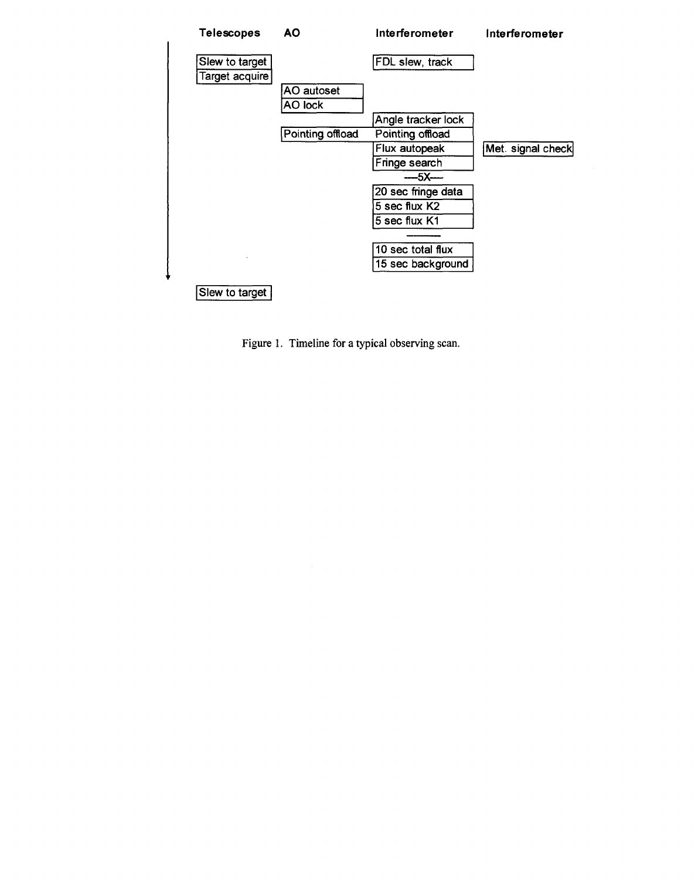| Telescopes | AO | Interferometer | Interferometer |
| --- | --- | --- | --- |
| Slew to target | | FDL slew, track | |
| Target acquire | | | |
| | AO autoset | | |
| | AO lock | | |
| | | Angle tracker lock | |
| | Pointing offload | Pointing offload | |
| | | Flux autopeak | Met. signal check |
| | | Fringe search | |
| | | —5X— | |
| | | 20 sec fringe data | |
| | | 5 sec flux K2 | |
| | | 5 sec flux K1 | |
| | | ——— | |
| | | 10 sec total flux | |
| | | 15 sec background | |
| Slew to target | | | |

Figure 1. Timeline for a typical observing scan.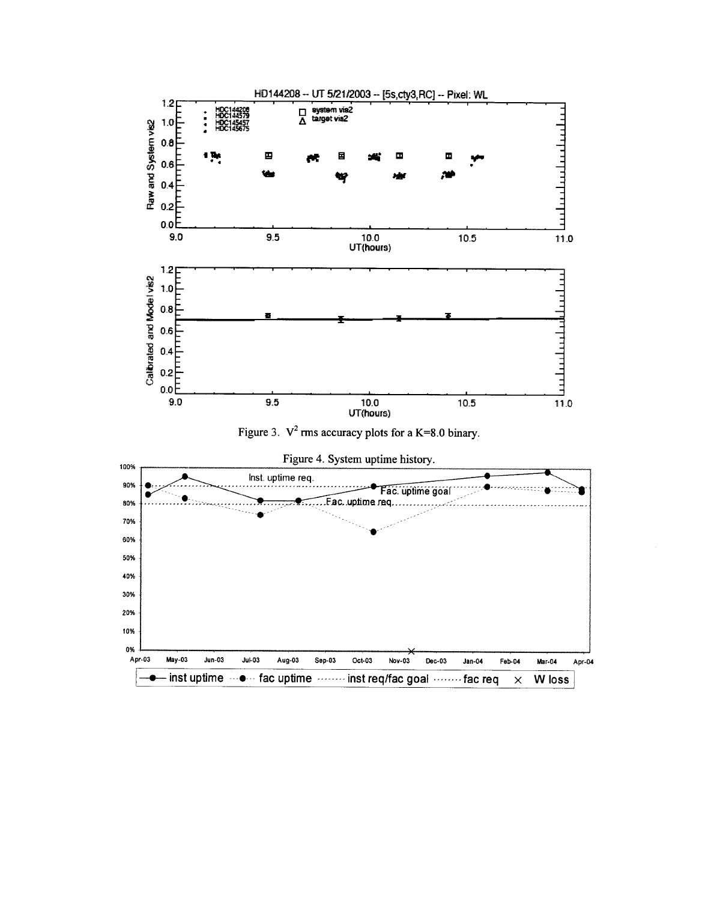Figure 3. $V^2$ rms accuracy plots for a K=8.0 binary.

Figure 4. System uptime history.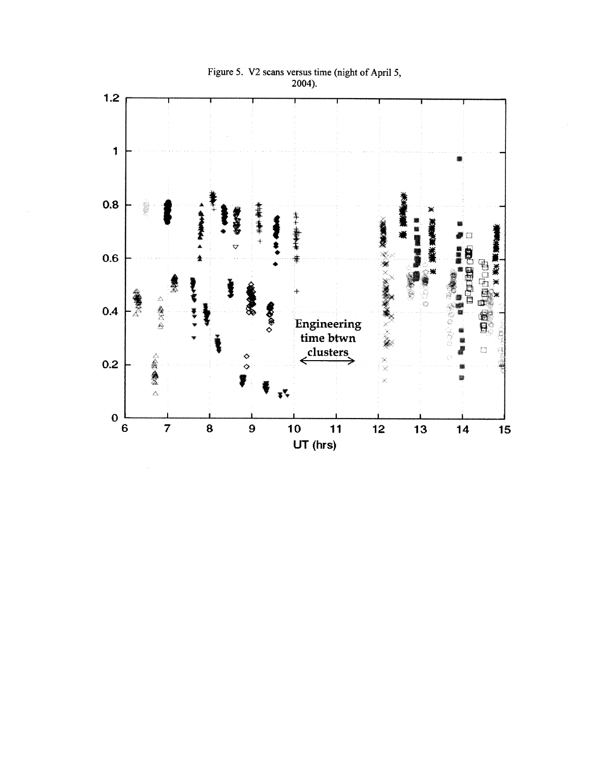Figure 5. V2 scans versus time (night of April 5, 2004).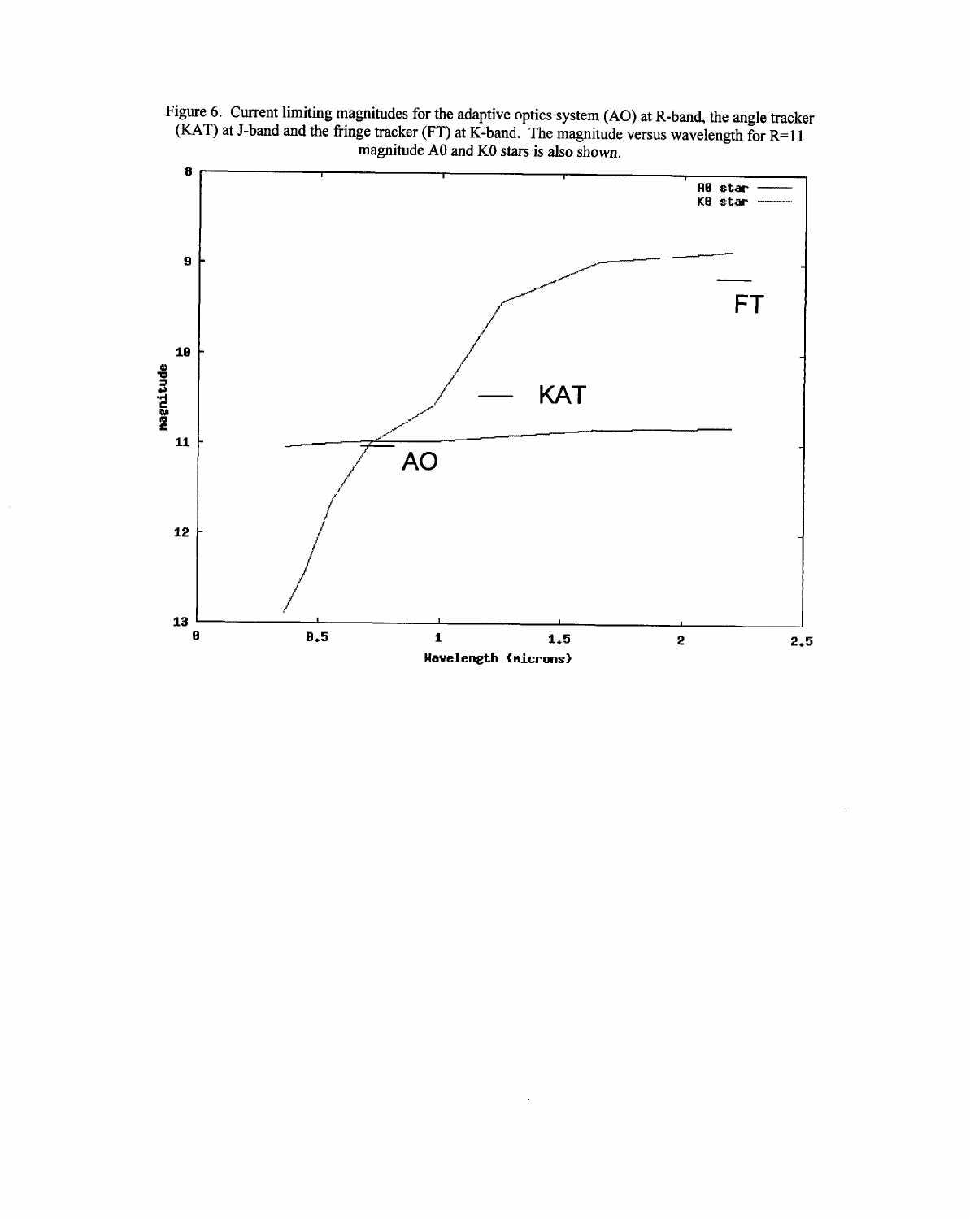Figure 6. Current limiting magnitudes for the adaptive optics system (AO) at R-band, the angle tracker (KAT) at J-band and the fringe tracker (FT) at K-band. The magnitude versus wavelength for R=11 magnitude A0 and K0 stars is also shown.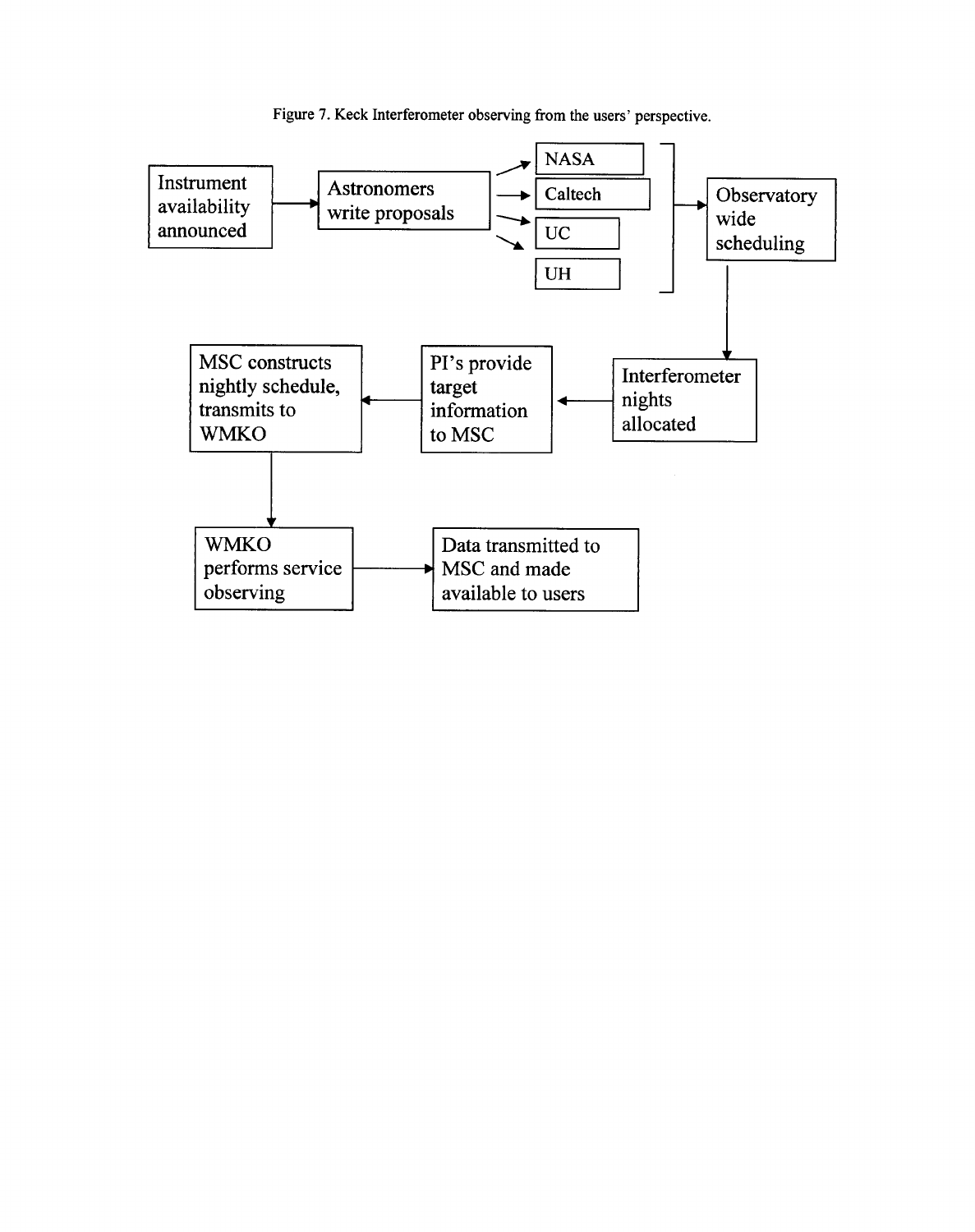Figure 7. Keck Interferometer observing from the users' perspective.

Instrument availability announced → Astronomers write proposals → NASA / Caltech / UC / UH → Observatory wide scheduling

Observatory wide scheduling → Interferometer nights allocated → PI's provide target information to MSC → MSC constructs nightly schedule, transmits to WMKO

MSC constructs nightly schedule, transmits to WMKO → WMKO performs service observing → Data transmitted to MSC and made available to users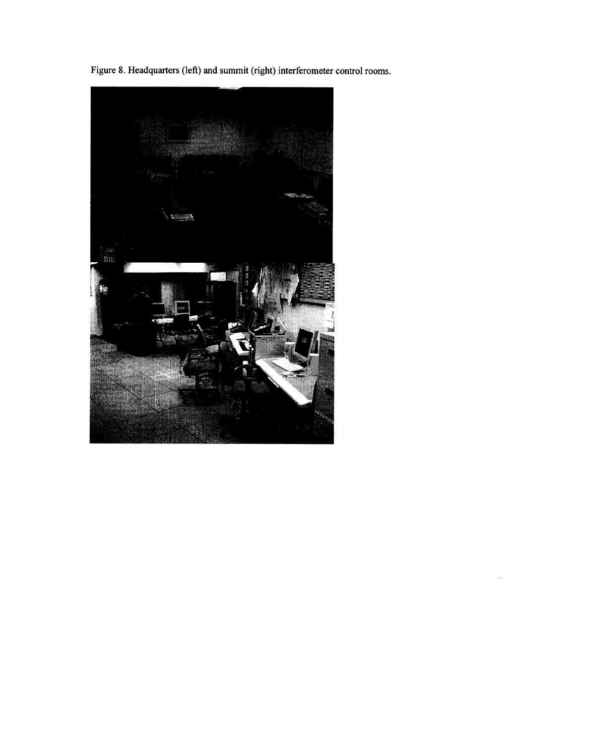Figure 8. Headquarters (left) and summit (right) interferometer control rooms.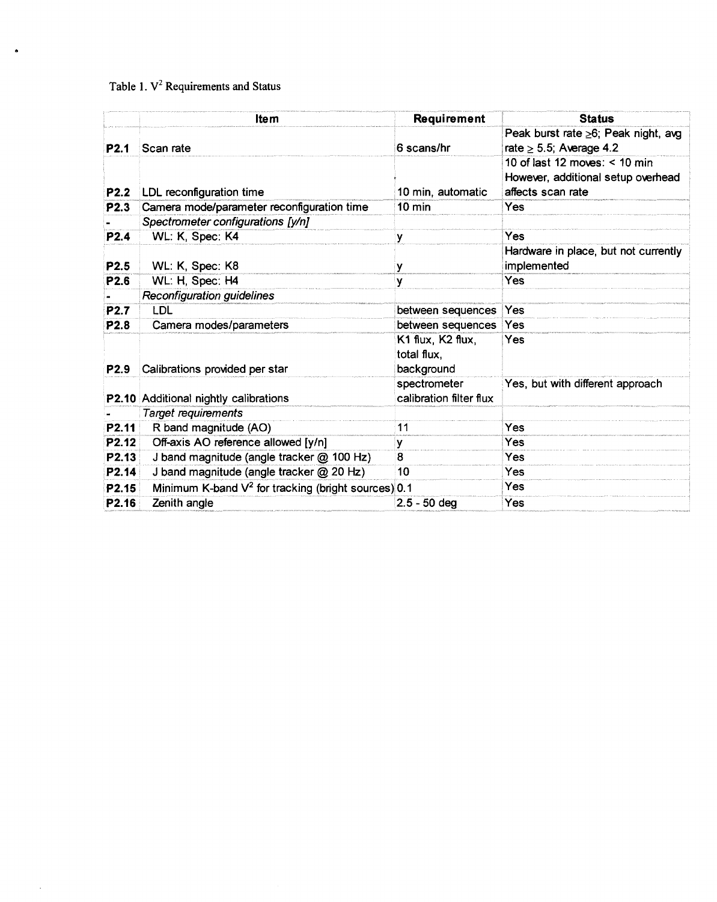Table 1. $V^2$ Requirements and Status

| | Item | Requirement | Status |
|---|---|---|---|
| **P2.1** | Scan rate | 6 scans/hr | Peak burst rate ≥6; Peak night, avg rate ≥ 5.5; Average 4.2 |
| **P2.2** | LDL reconfiguration time | 10 min, automatic | 10 of last 12 moves: < 10 min However, additional setup overhead affects scan rate |
| **P2.3** | Camera mode/parameter reconfiguration time | 10 min | Yes |
| - | *Spectrometer configurations [y/n]* | | |
| **P2.4** | WL: K, Spec: K4 | y | Yes |
| **P2.5** | WL: K, Spec: K8 | y | Hardware in place, but not currently implemented |
| **P2.6** | WL: H, Spec: H4 | y | Yes |
| - | *Reconfiguration guidelines* | | |
| **P2.7** | LDL | between sequences | Yes |
| **P2.8** | Camera modes/parameters | between sequences | Yes |
| **P2.9** | Calibrations provided per star | K1 flux, K2 flux, total flux, background | Yes |
| **P2.10** | Additional nightly calibrations | spectrometer calibration filter flux | Yes, but with different approach |
| - | *Target requirements* | | |
| **P2.11** | R band magnitude (AO) | 11 | Yes |
| **P2.12** | Off-axis AO reference allowed [y/n] | y | Yes |
| **P2.13** | J band magnitude (angle tracker @ 100 Hz) | 8 | Yes |
| **P2.14** | J band magnitude (angle tracker @ 20 Hz) | 10 | Yes |
| **P2.15** | Minimum K-band $V^2$ for tracking (bright sources) | 0.1 | Yes |
| **P2.16** | Zenith angle | 2.5 - 50 deg | Yes |